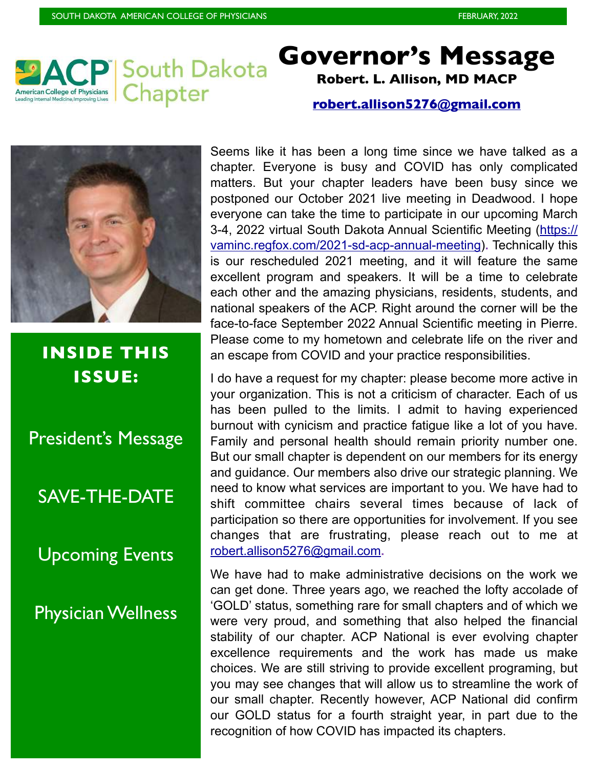# Governor's Message

**Robert. L. Allison, MD MACP**

**[robert.allison5276@gmail.com](mailto:robert.allison5276@gmail.com)**

## INSIDE THIS ISSUE:

- President's Message
- SAVE-THE-DATE
- Upcoming Events
- Physician Wellness

Seems like it has been a long time since we have talked as a chapter. Everyone is busy and COVID has only complicated matters. But your chapter leaders have been busy since we postponed our October 2021 live meeting in Deadwood. I hope everyone can take the time to participate in our upcoming March 3-4, 2022 virtual South Dakota Annual Scientific Meeting (https://vaminc.regfox.com/2021-sd-acp-annual-meeting). Technically this is our rescheduled 2021 meeting, and it will feature the same excellent program and speakers. It will be a time to celebrate each other and the amazing physicians, residents, students, and national speakers of the ACP. Right around the corner will be the face-to-face September 2022 Annual Scientific meeting in Pierre. Please come to my hometown and celebrate life on the river and an escape from COVID and your practice responsibilities.

I do have a request for my chapter: please become more active in your organization. This is not a criticism of character. Each of us has been pulled to the limits. I admit to having experienced burnout with cynicism and practice fatigue like a lot of you have. Family and personal health should remain priority number one. But our small chapter is dependent on our members for its energy and guidance. Our members also drive our strategic planning. We need to know what services are important to you. We have had to shift committee chairs several times because of lack of participation so there are opportunities for involvement. If you see changes that are frustrating, please reach out to me at robert.allison5276@gmail.com.

We have had to make administrative decisions on the work we can get done. Three years ago, we reached the lofty accolade of 'GOLD' status, something rare for small chapters and of which we were very proud, and something that also helped the financial stability of our chapter. ACP National is ever evolving chapter excellence requirements and the work has made us make choices. We are still striving to provide excellent programing, but you may see changes that will allow us to streamline the work of our small chapter. Recently however, ACP National did confirm our GOLD status for a fourth straight year, in part due to the recognition of how COVID has impacted its chapters.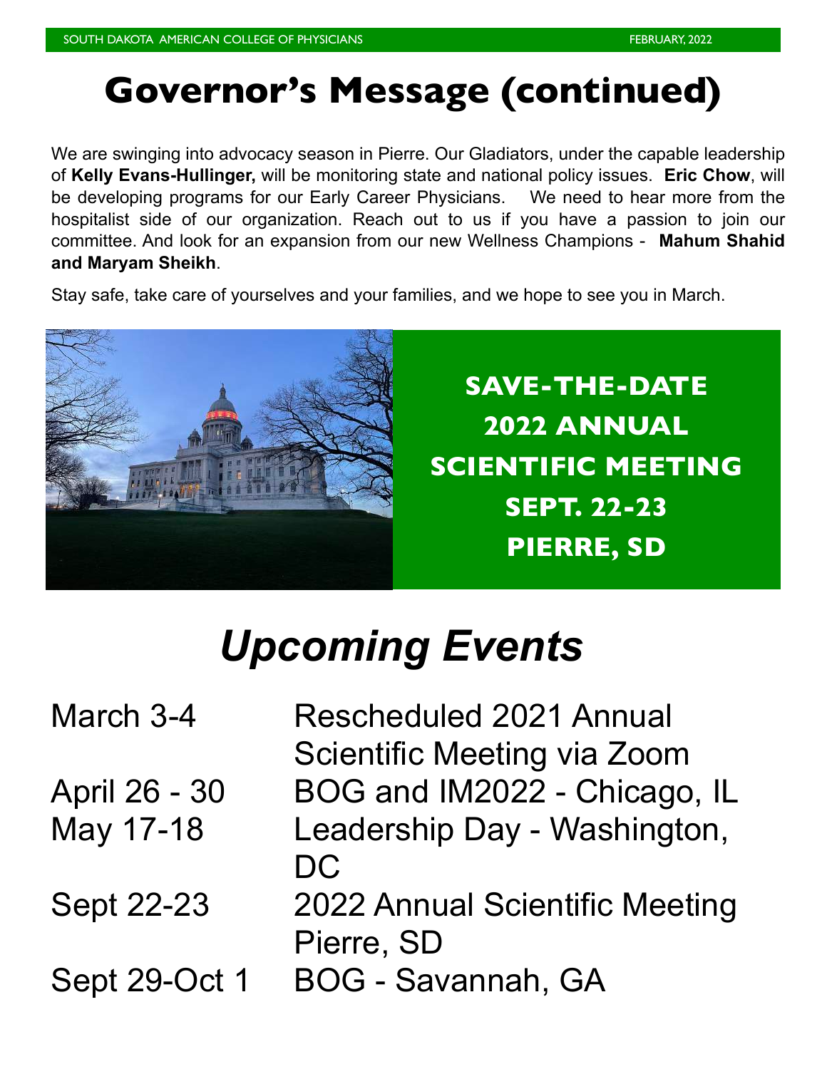# Governor's Message (continued)

We are swinging into advocacy season in Pierre. Our Gladiators, under the capable leadership of **Kelly Evans-Hullinger,** will be monitoring state and national policy issues. **Eric Chow**, will be developing programs for our Early Career Physicians. We need to hear more from the hospitalist side of our organization. Reach out to us if you have a passion to join our committee. And look for an expansion from our new Wellness Champions - **Mahum Shahid and Maryam Sheikh**.

Stay safe, take care of yourselves and your families, and we hope to see you in March.

**SAVE-THE-DATE**
**2022 ANNUAL**
**SCIENTIFIC MEETING**
**SEPT. 22-23**
**PIERRE, SD**

# *Upcoming Events*

| | |
|---|---|
| March 3-4 | Rescheduled 2021 Annual Scientific Meeting via Zoom |
| April 26 - 30 | BOG and IM2022 - Chicago, IL |
| May 17-18 | Leadership Day - Washington, DC |
| Sept 22-23 | 2022 Annual Scientific Meeting Pierre, SD |
| Sept 29-Oct 1 | BOG - Savannah, GA |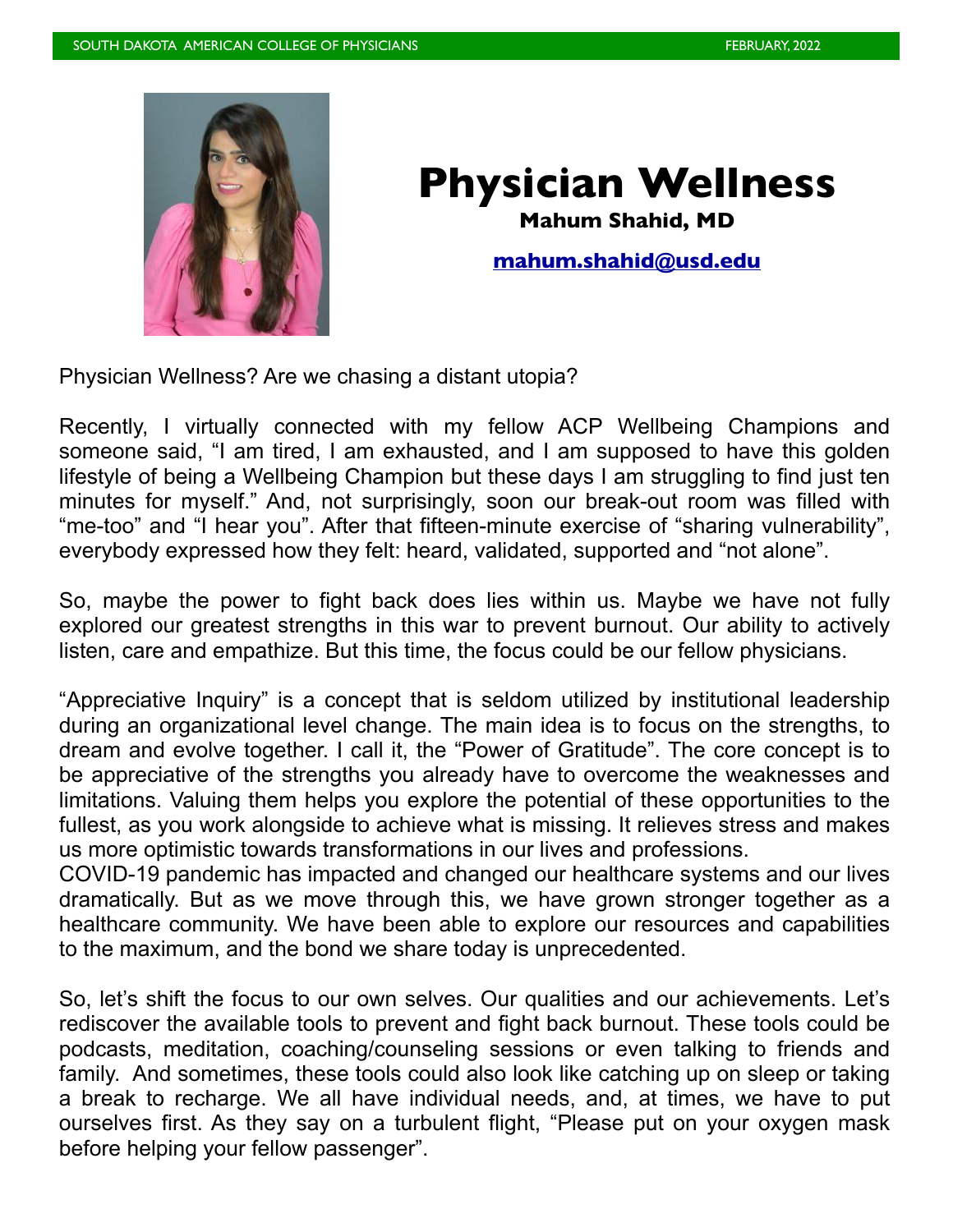# Physician Wellness

**Mahum Shahid, MD**

**mahum.shahid@usd.edu**

Physician Wellness? Are we chasing a distant utopia?

Recently, I virtually connected with my fellow ACP Wellbeing Champions and someone said, “I am tired, I am exhausted, and I am supposed to have this golden lifestyle of being a Wellbeing Champion but these days I am struggling to find just ten minutes for myself.” And, not surprisingly, soon our break-out room was filled with “me-too” and “I hear you”. After that fifteen-minute exercise of “sharing vulnerability”, everybody expressed how they felt: heard, validated, supported and “not alone”.

So, maybe the power to fight back does lies within us. Maybe we have not fully explored our greatest strengths in this war to prevent burnout. Our ability to actively listen, care and empathize. But this time, the focus could be our fellow physicians.

“Appreciative Inquiry” is a concept that is seldom utilized by institutional leadership during an organizational level change. The main idea is to focus on the strengths, to dream and evolve together. I call it, the “Power of Gratitude”. The core concept is to be appreciative of the strengths you already have to overcome the weaknesses and limitations. Valuing them helps you explore the potential of these opportunities to the fullest, as you work alongside to achieve what is missing. It relieves stress and makes us more optimistic towards transformations in our lives and professions.
COVID-19 pandemic has impacted and changed our healthcare systems and our lives dramatically. But as we move through this, we have grown stronger together as a healthcare community. We have been able to explore our resources and capabilities to the maximum, and the bond we share today is unprecedented.

So, let’s shift the focus to our own selves. Our qualities and our achievements. Let’s rediscover the available tools to prevent and fight back burnout. These tools could be podcasts, meditation, coaching/counseling sessions or even talking to friends and family. And sometimes, these tools could also look like catching up on sleep or taking a break to recharge. We all have individual needs, and, at times, we have to put ourselves first. As they say on a turbulent flight, “Please put on your oxygen mask before helping your fellow passenger”.